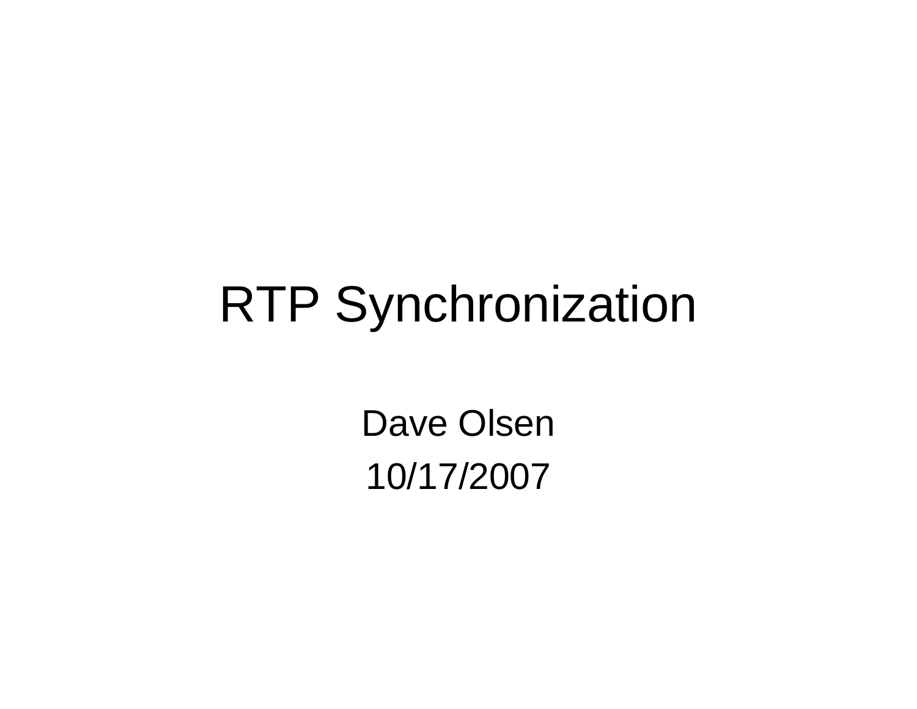# RTP Synchronization

Dave Olsen

10/17/2007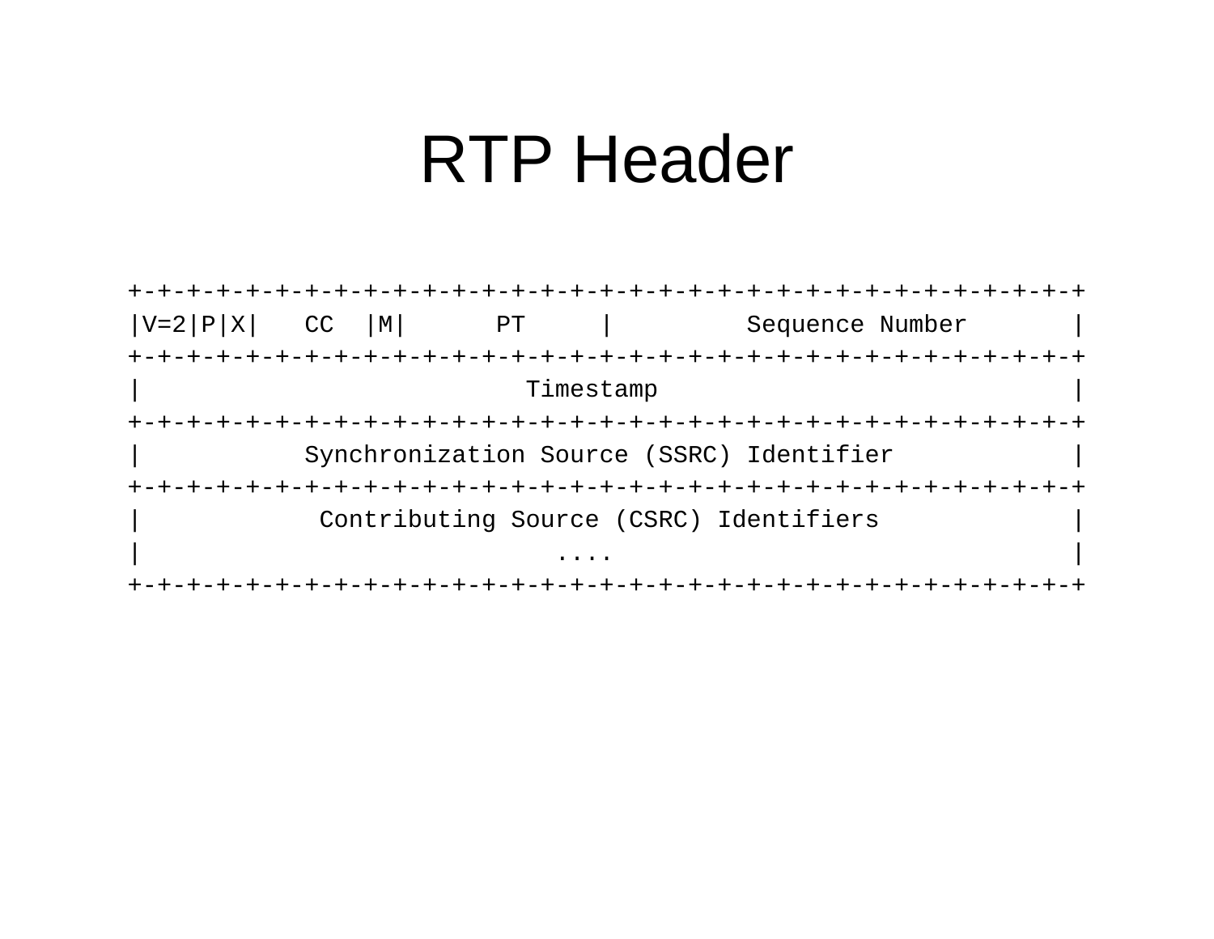# RTP Header

```
+-+-+-+-+-+-+-+-+-+-+-+-+-+-+-+-+-+-+-+-+-+-+-+-+-+-+-+-+-+-+-+-+
|V=2|P|X|   CC  |M|      PT     |         Sequence Number       |
+-+-+-+-+-+-+-+-+-+-+-+-+-+-+-+-+-+-+-+-+-+-+-+-+-+-+-+-+-+-+-+-+
|                          Timestamp                            |
+-+-+-+-+-+-+-+-+-+-+-+-+-+-+-+-+-+-+-+-+-+-+-+-+-+-+-+-+-+-+-+-+
|           Synchronization Source (SSRC) Identifier            |
+-+-+-+-+-+-+-+-+-+-+-+-+-+-+-+-+-+-+-+-+-+-+-+-+-+-+-+-+-+-+-+-+
|            Contributing Source (CSRC) Identifiers             |
|                             ....                              |
+-+-+-+-+-+-+-+-+-+-+-+-+-+-+-+-+-+-+-+-+-+-+-+-+-+-+-+-+-+-+-+-+
```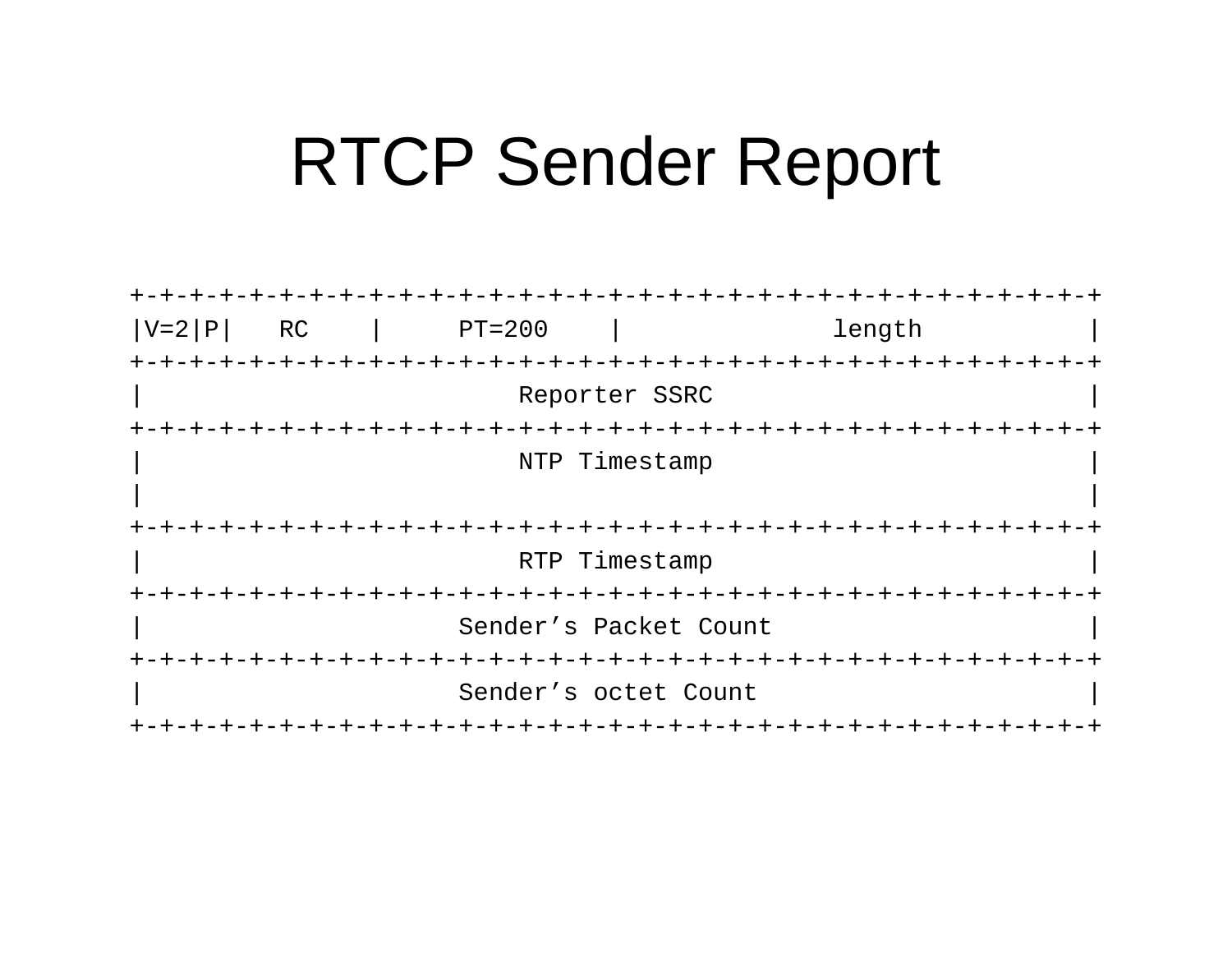# RTCP Sender Report

```
+-+-+-+-+-+-+-+-+-+-+-+-+-+-+-+-+-+-+-+-+-+-+-+-+-+-+-+-+-+-+-+-+
|V=2|P|   RC    |     PT=200    |              length           |
+-+-+-+-+-+-+-+-+-+-+-+-+-+-+-+-+-+-+-+-+-+-+-+-+-+-+-+-+-+-+-+-+
|                         Reporter SSRC                         |
+-+-+-+-+-+-+-+-+-+-+-+-+-+-+-+-+-+-+-+-+-+-+-+-+-+-+-+-+-+-+-+-+
|                         NTP Timestamp                         |
|                                                               |
+-+-+-+-+-+-+-+-+-+-+-+-+-+-+-+-+-+-+-+-+-+-+-+-+-+-+-+-+-+-+-+-+
|                         RTP Timestamp                         |
+-+-+-+-+-+-+-+-+-+-+-+-+-+-+-+-+-+-+-+-+-+-+-+-+-+-+-+-+-+-+-+-+
|                     Sender’s Packet Count                     |
+-+-+-+-+-+-+-+-+-+-+-+-+-+-+-+-+-+-+-+-+-+-+-+-+-+-+-+-+-+-+-+-+
|                     Sender’s octet Count                      |
+-+-+-+-+-+-+-+-+-+-+-+-+-+-+-+-+-+-+-+-+-+-+-+-+-+-+-+-+-+-+-+-+
```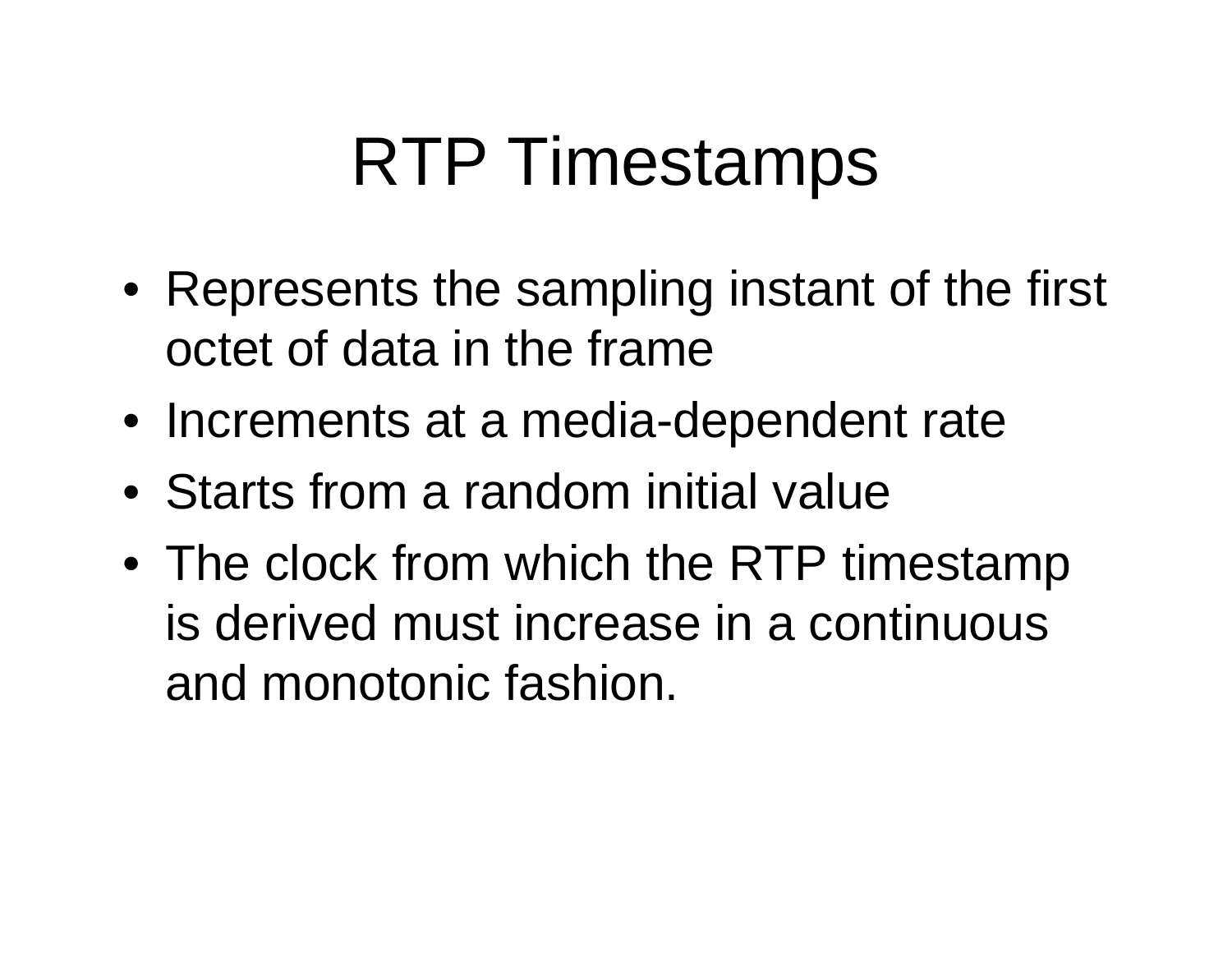# RTP Timestamps

- Represents the sampling instant of the first octet of data in the frame
- Increments at a media-dependent rate
- Starts from a random initial value
- The clock from which the RTP timestamp is derived must increase in a continuous and monotonic fashion.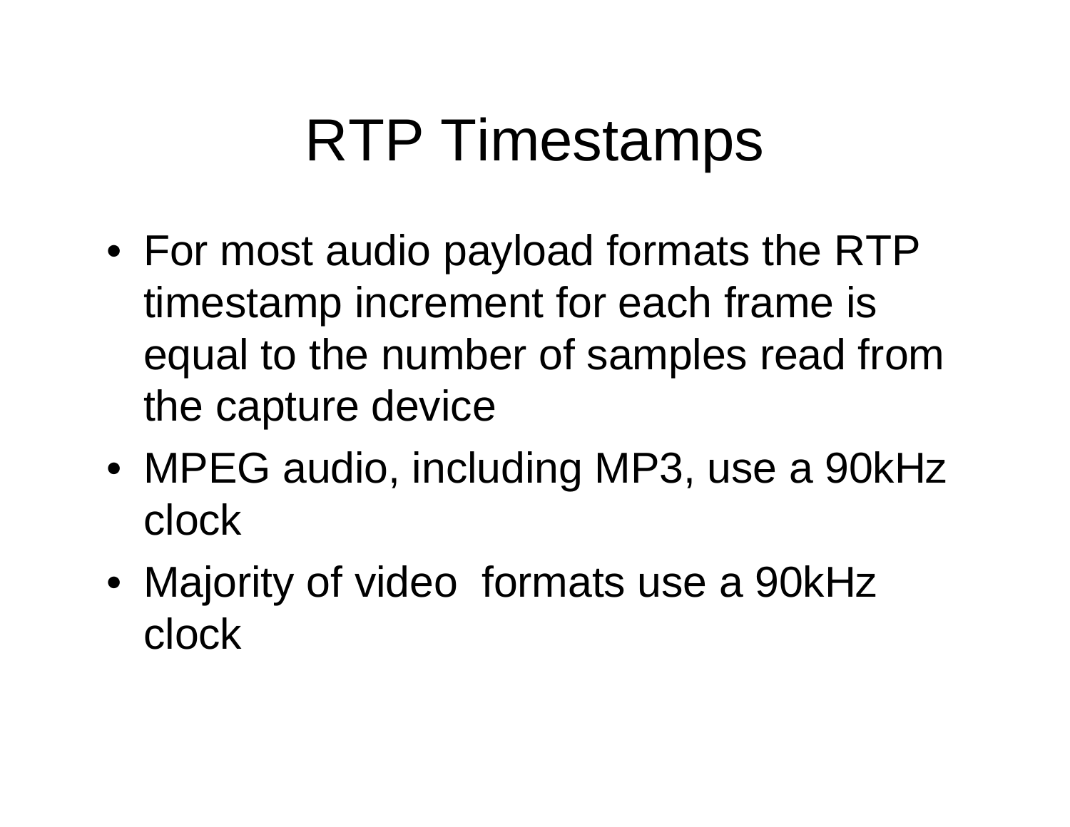# RTP Timestamps

- For most audio payload formats the RTP timestamp increment for each frame is equal to the number of samples read from the capture device
- MPEG audio, including MP3, use a 90kHz clock
- Majority of video formats use a 90kHz clock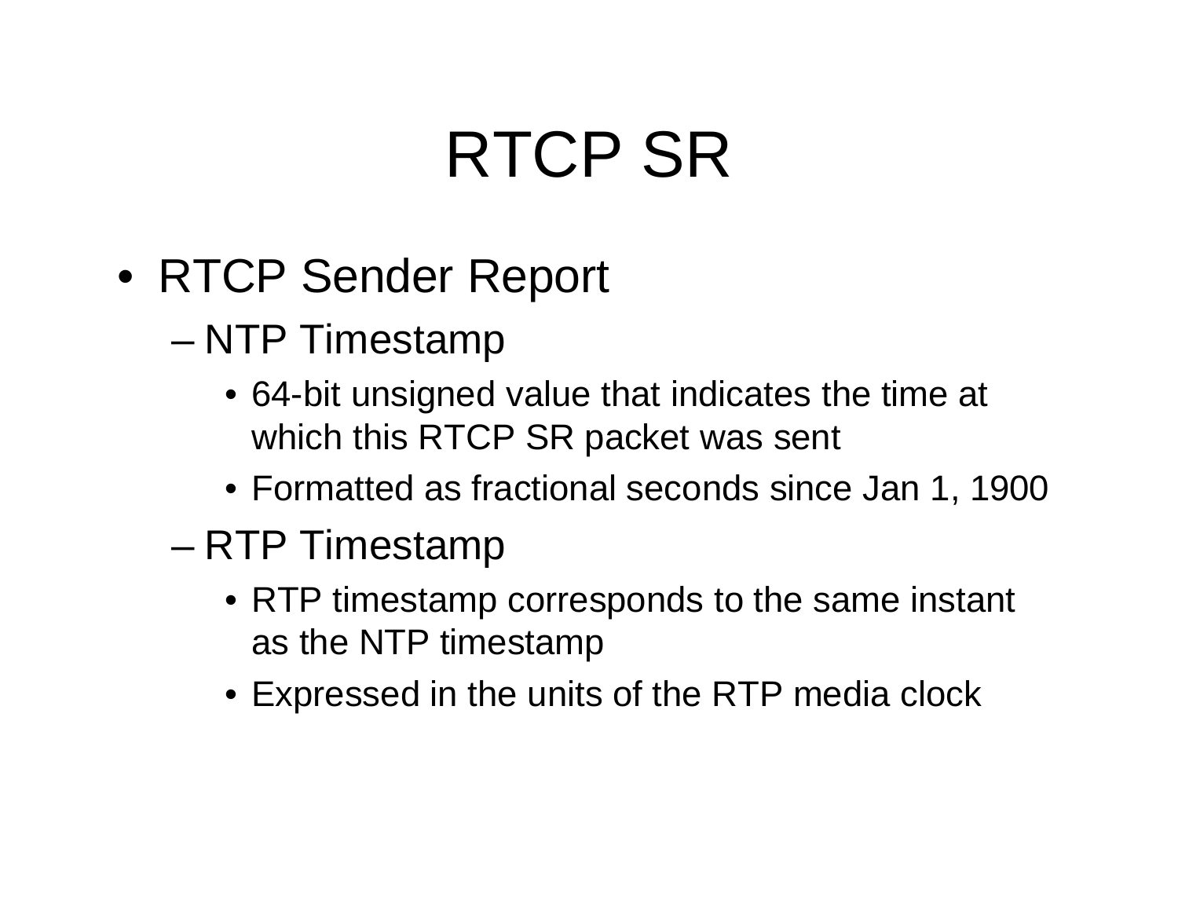# RTCP SR

- RTCP Sender Report
  - NTP Timestamp
    - 64-bit unsigned value that indicates the time at which this RTCP SR packet was sent
    - Formatted as fractional seconds since Jan 1, 1900
  - RTP Timestamp
    - RTP timestamp corresponds to the same instant as the NTP timestamp
    - Expressed in the units of the RTP media clock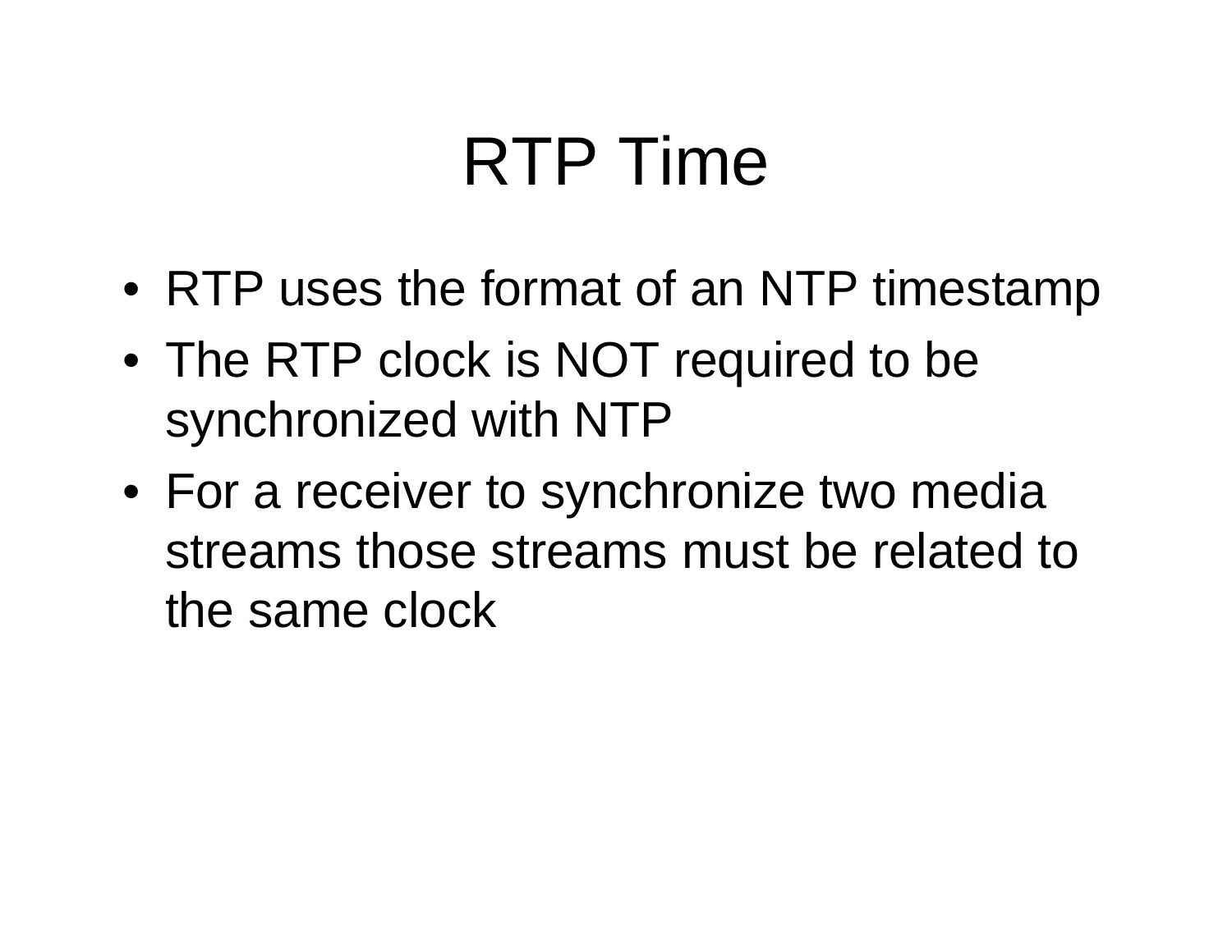# RTP Time

- RTP uses the format of an NTP timestamp
- The RTP clock is NOT required to be synchronized with NTP
- For a receiver to synchronize two media streams those streams must be related to the same clock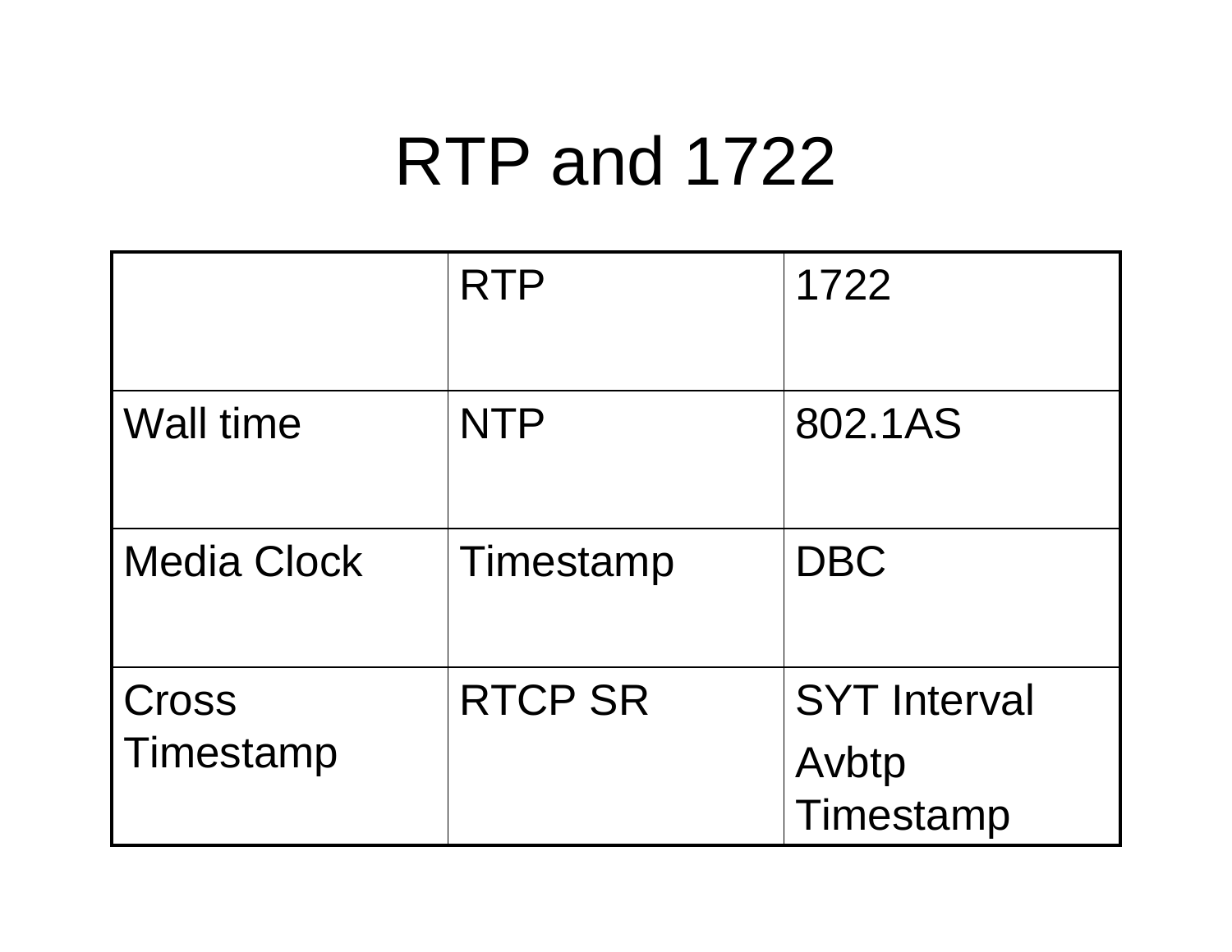# RTP and 1722

| | RTP | 1722 |
|---|---|---|
| Wall time | NTP | 802.1AS |
| Media Clock | Timestamp | DBC |
| Cross Timestamp | RTCP SR | SYT Interval<br>Avbtp Timestamp |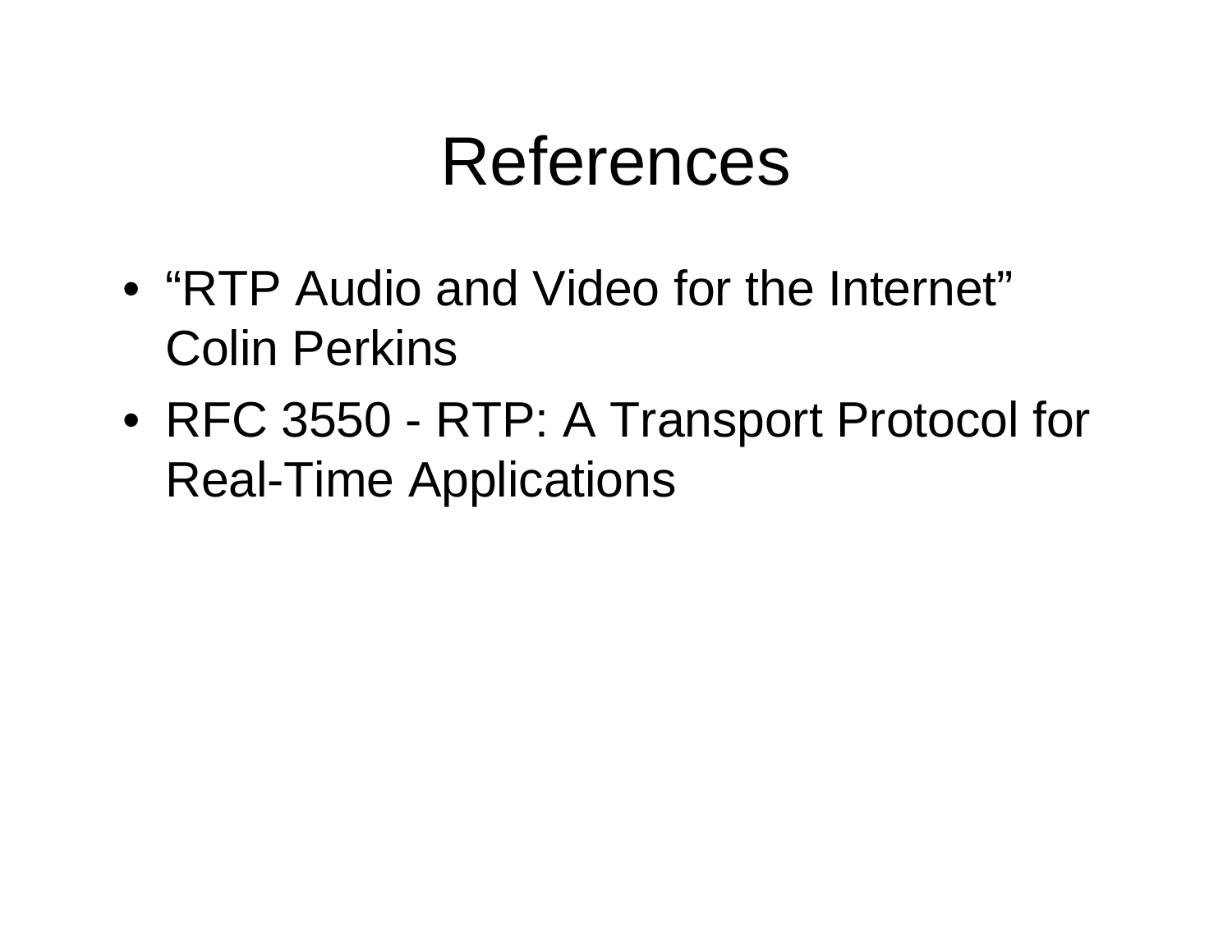# References

- "RTP Audio and Video for the Internet" Colin Perkins
- RFC 3550 - RTP: A Transport Protocol for Real-Time Applications